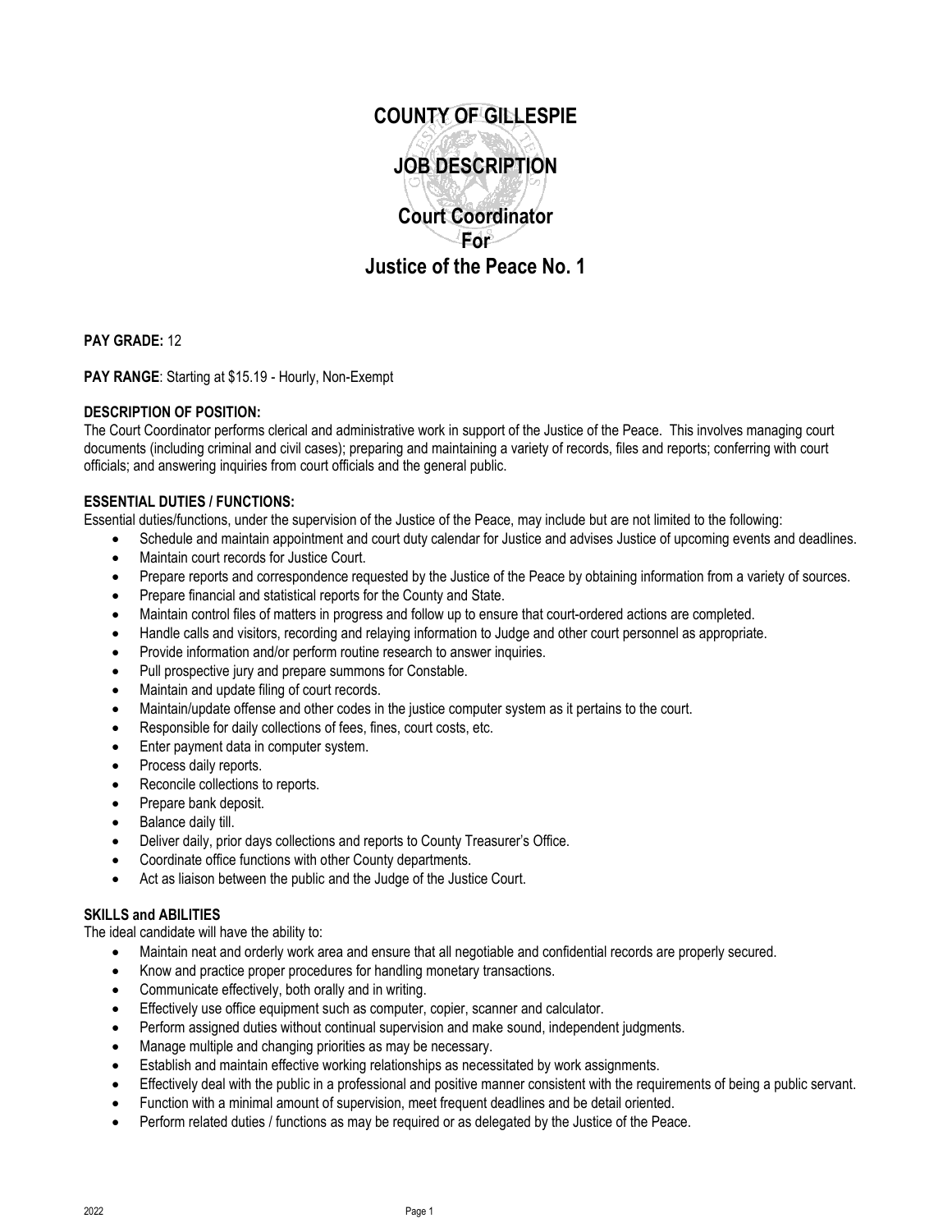# COUNTY OF GILLESPIE

# JOB DESCRIPTION

## Court Coordinator
## For
## Justice of the Peace No. 1

**PAY GRADE:** 12

**PAY RANGE**: Starting at $15.19 - Hourly, Non-Exempt

**DESCRIPTION OF POSITION:**
The Court Coordinator performs clerical and administrative work in support of the Justice of the Peace. This involves managing court documents (including criminal and civil cases); preparing and maintaining a variety of records, files and reports; conferring with court officials; and answering inquiries from court officials and the general public.

**ESSENTIAL DUTIES / FUNCTIONS:**
Essential duties/functions, under the supervision of the Justice of the Peace, may include but are not limited to the following:

- Schedule and maintain appointment and court duty calendar for Justice and advises Justice of upcoming events and deadlines.
- Maintain court records for Justice Court.
- Prepare reports and correspondence requested by the Justice of the Peace by obtaining information from a variety of sources.
- Prepare financial and statistical reports for the County and State.
- Maintain control files of matters in progress and follow up to ensure that court-ordered actions are completed.
- Handle calls and visitors, recording and relaying information to Judge and other court personnel as appropriate.
- Provide information and/or perform routine research to answer inquiries.
- Pull prospective jury and prepare summons for Constable.
- Maintain and update filing of court records.
- Maintain/update offense and other codes in the justice computer system as it pertains to the court.
- Responsible for daily collections of fees, fines, court costs, etc.
- Enter payment data in computer system.
- Process daily reports.
- Reconcile collections to reports.
- Prepare bank deposit.
- Balance daily till.
- Deliver daily, prior days collections and reports to County Treasurer's Office.
- Coordinate office functions with other County departments.
- Act as liaison between the public and the Judge of the Justice Court.

**SKILLS and ABILITIES**
The ideal candidate will have the ability to:

- Maintain neat and orderly work area and ensure that all negotiable and confidential records are properly secured.
- Know and practice proper procedures for handling monetary transactions.
- Communicate effectively, both orally and in writing.
- Effectively use office equipment such as computer, copier, scanner and calculator.
- Perform assigned duties without continual supervision and make sound, independent judgments.
- Manage multiple and changing priorities as may be necessary.
- Establish and maintain effective working relationships as necessitated by work assignments.
- Effectively deal with the public in a professional and positive manner consistent with the requirements of being a public servant.
- Function with a minimal amount of supervision, meet frequent deadlines and be detail oriented.
- Perform related duties / functions as may be required or as delegated by the Justice of the Peace.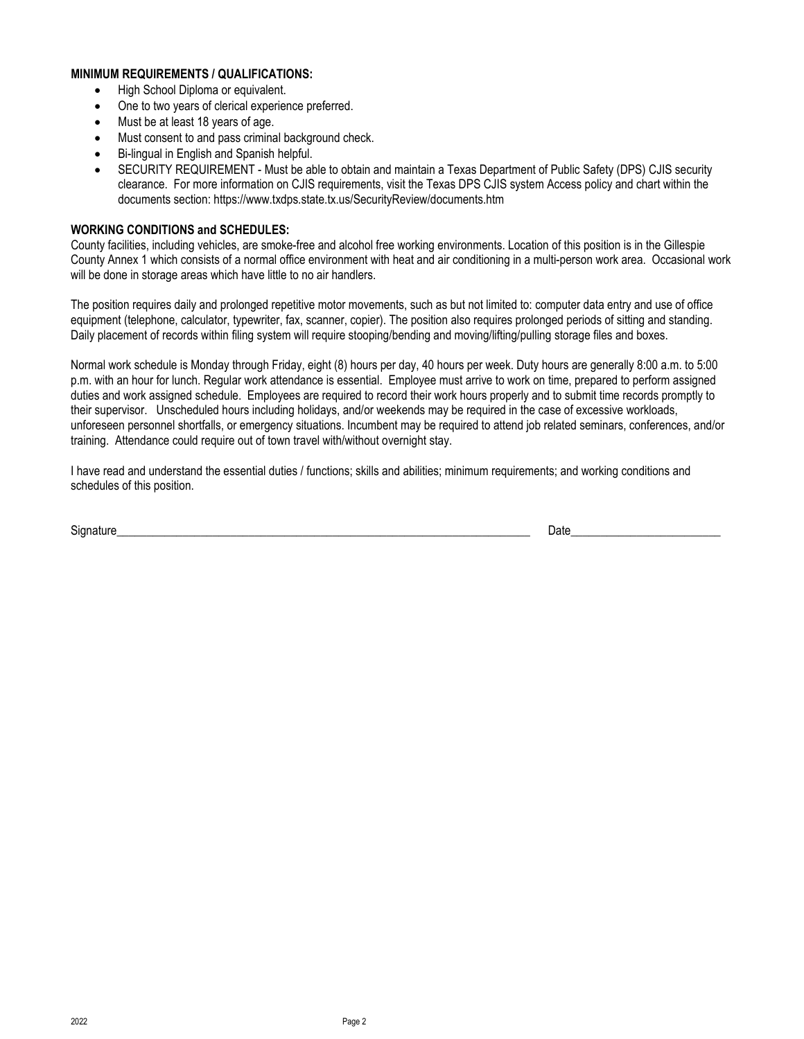**MINIMUM REQUIREMENTS / QUALIFICATIONS:**

- High School Diploma or equivalent.
- One to two years of clerical experience preferred.
- Must be at least 18 years of age.
- Must consent to and pass criminal background check.
- Bi-lingual in English and Spanish helpful.
- SECURITY REQUIREMENT - Must be able to obtain and maintain a Texas Department of Public Safety (DPS) CJIS security clearance. For more information on CJIS requirements, visit the Texas DPS CJIS system Access policy and chart within the documents section: https://www.txdps.state.tx.us/SecurityReview/documents.htm

**WORKING CONDITIONS and SCHEDULES:**

County facilities, including vehicles, are smoke-free and alcohol free working environments. Location of this position is in the Gillespie County Annex 1 which consists of a normal office environment with heat and air conditioning in a multi-person work area. Occasional work will be done in storage areas which have little to no air handlers.

The position requires daily and prolonged repetitive motor movements, such as but not limited to: computer data entry and use of office equipment (telephone, calculator, typewriter, fax, scanner, copier). The position also requires prolonged periods of sitting and standing. Daily placement of records within filing system will require stooping/bending and moving/lifting/pulling storage files and boxes.

Normal work schedule is Monday through Friday, eight (8) hours per day, 40 hours per week. Duty hours are generally 8:00 a.m. to 5:00 p.m. with an hour for lunch. Regular work attendance is essential. Employee must arrive to work on time, prepared to perform assigned duties and work assigned schedule. Employees are required to record their work hours properly and to submit time records promptly to their supervisor. Unscheduled hours including holidays, and/or weekends may be required in the case of excessive workloads, unforeseen personnel shortfalls, or emergency situations. Incumbent may be required to attend job related seminars, conferences, and/or training. Attendance could require out of town travel with/without overnight stay.

I have read and understand the essential duties / functions; skills and abilities; minimum requirements; and working conditions and schedules of this position.

Signature_______________________________________________________________________ Date_________________________